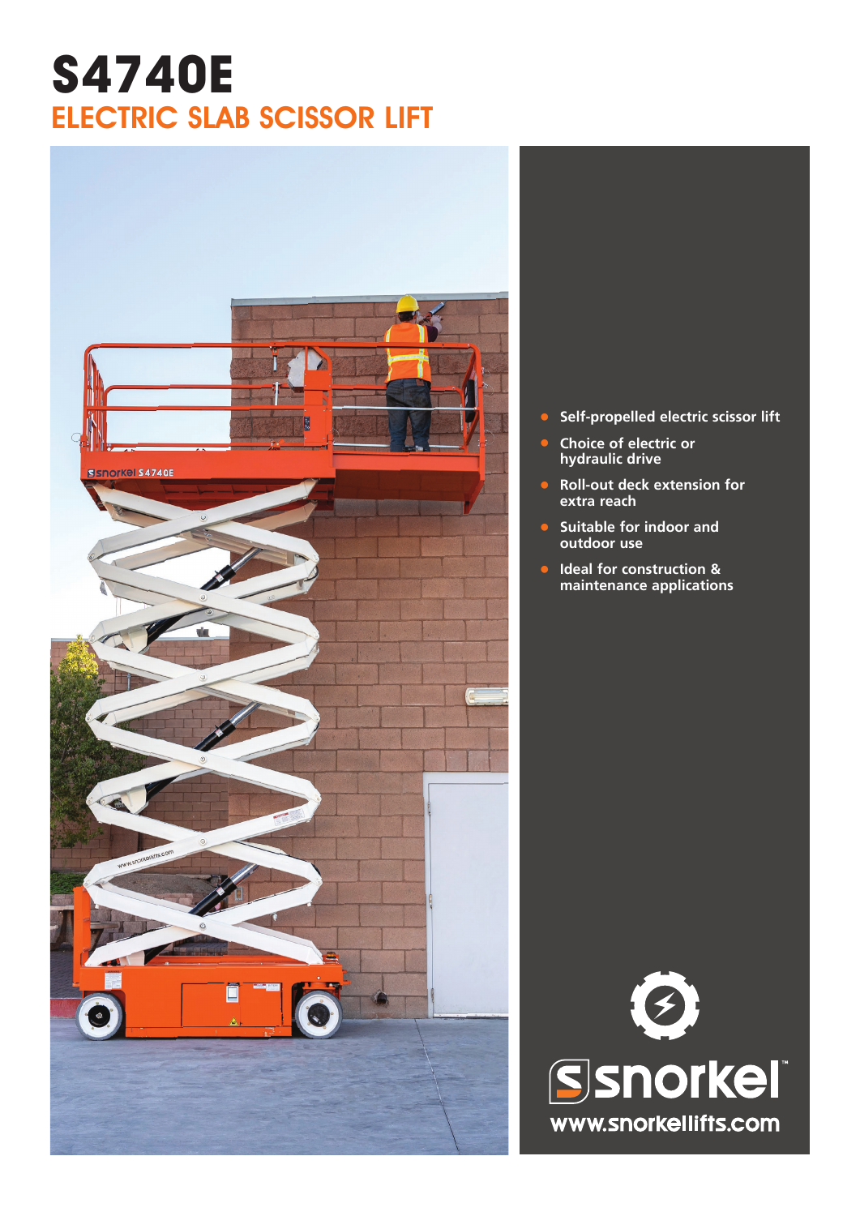# S4740E

## ELECTRIC SLAB SCISSOR LIFT

- Self-propelled electric scissor lift
- Choice of electric or hydraulic drive
- Roll-out deck extension for extra reach
- Suitable for indoor and outdoor use
- Ideal for construction & maintenance applications

snorkel™

www.snorkellifts.com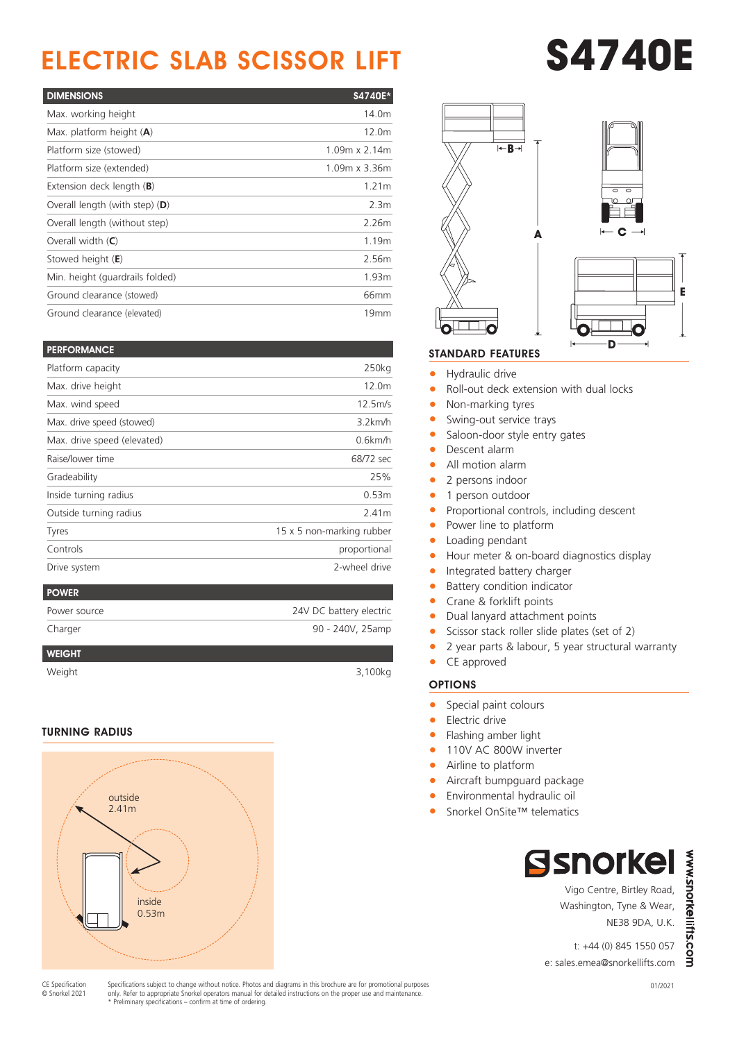# ELECTRIC SLAB SCISSOR LIFT

# S4740E

| DIMENSIONS | S4740E* |
|---|---|
| Max. working height | 14.0m |
| Max. platform height (**A**) | 12.0m |
| Platform size (stowed) | 1.09m x 2.14m |
| Platform size (extended) | 1.09m x 3.36m |
| Extension deck length (**B**) | 1.21m |
| Overall length (with step) (**D**) | 2.3m |
| Overall length (without step) | 2.26m |
| Overall width (**C**) | 1.19m |
| Stowed height (**E**) | 2.56m |
| Min. height (guardrails folded) | 1.93m |
| Ground clearance (stowed) | 66mm |
| Ground clearance (elevated) | 19mm |

| PERFORMANCE | |
|---|---|
| Platform capacity | 250kg |
| Max. drive height | 12.0m |
| Max. wind speed | 12.5m/s |
| Max. drive speed (stowed) | 3.2km/h |
| Max. drive speed (elevated) | 0.6km/h |
| Raise/lower time | 68/72 sec |
| Gradeability | 25% |
| Inside turning radius | 0.53m |
| Outside turning radius | 2.41m |
| Tyres | 15 x 5 non-marking rubber |
| Controls | proportional |
| Drive system | 2-wheel drive |

| POWER | |
|---|---|
| Power source | 24V DC battery electric |
| Charger | 90 - 240V, 25amp |

| WEIGHT | |
|---|---|
| Weight | 3,100kg |

## TURNING RADIUS

outside
2.41m

inside
0.53m

B

A

C

E

D

## STANDARD FEATURES

- Hydraulic drive
- Roll-out deck extension with dual locks
- Non-marking tyres
- Swing-out service trays
- Saloon-door style entry gates
- Descent alarm
- All motion alarm
- 2 persons indoor
- 1 person outdoor
- Proportional controls, including descent
- Power line to platform
- Loading pendant
- Hour meter & on-board diagnostics display
- Integrated battery charger
- Battery condition indicator
- Crane & forklift points
- Dual lanyard attachment points
- Scissor stack roller slide plates (set of 2)
- 2 year parts & labour, 5 year structural warranty
- CE approved

## OPTIONS

- Special paint colours
- Electric drive
- Flashing amber light
- 110V AC 800W inverter
- Airline to platform
- Aircraft bumpguard package
- Environmental hydraulic oil
- Snorkel OnSite™ telematics

snorkel

Vigo Centre, Birtley Road,
Washington, Tyne & Wear,
NE38 9DA, U.K.

t: +44 (0) 845 1550 057
e: sales.emea@snorkellifts.com

www.snorkellifts.com

CE Specification
© Snorkel 2021

Specifications subject to change without notice. Photos and diagrams in this brochure are for promotional purposes only. Refer to appropriate Snorkel operators manual for detailed instructions on the proper use and maintenance.
* Preliminary specifications – confirm at time of ordering.

01/2021